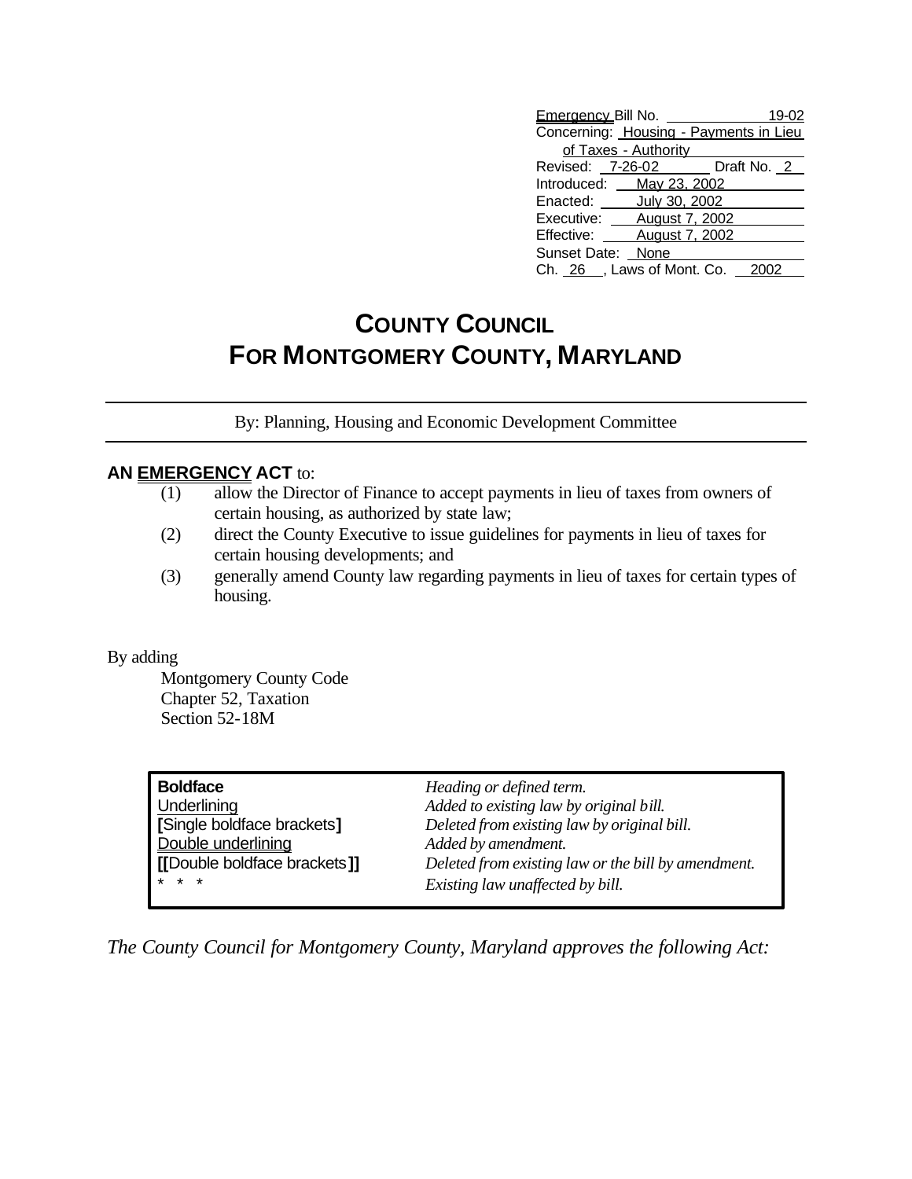| | |
|---|---|
| Emergency Bill No. | 19-02 |
| Concerning: | Housing - Payments in Lieu of Taxes - Authority |
| Revised: 7-26-02 | Draft No. 2 |
| Introduced: | May 23, 2002 |
| Enacted: | July 30, 2002 |
| Executive: | August 7, 2002 |
| Effective: | August 7, 2002 |
| Sunset Date: | None |
| Ch. 26, Laws of Mont. Co. | 2002 |

# COUNTY COUNCIL
# FOR MONTGOMERY COUNTY, MARYLAND

By: Planning, Housing and Economic Development Committee

**AN EMERGENCY ACT** to:

(1) allow the Director of Finance to accept payments in lieu of taxes from owners of certain housing, as authorized by state law;

(2) direct the County Executive to issue guidelines for payments in lieu of taxes for certain housing developments; and

(3) generally amend County law regarding payments in lieu of taxes for certain types of housing.

By adding

Montgomery County Code
Chapter 52, Taxation
Section 52-18M

| | |
|---|---|
| **Boldface** | *Heading or defined term.* |
| Underlining | *Added to existing law by original bill.* |
| **[**Single boldface brackets**]** | *Deleted from existing law by original bill.* |
| Double underlining | *Added by amendment.* |
| **[[**Double boldface brackets**]]** | *Deleted from existing law or the bill by amendment.* |
| * * * | *Existing law unaffected by bill.* |

*The County Council for Montgomery County, Maryland approves the following Act:*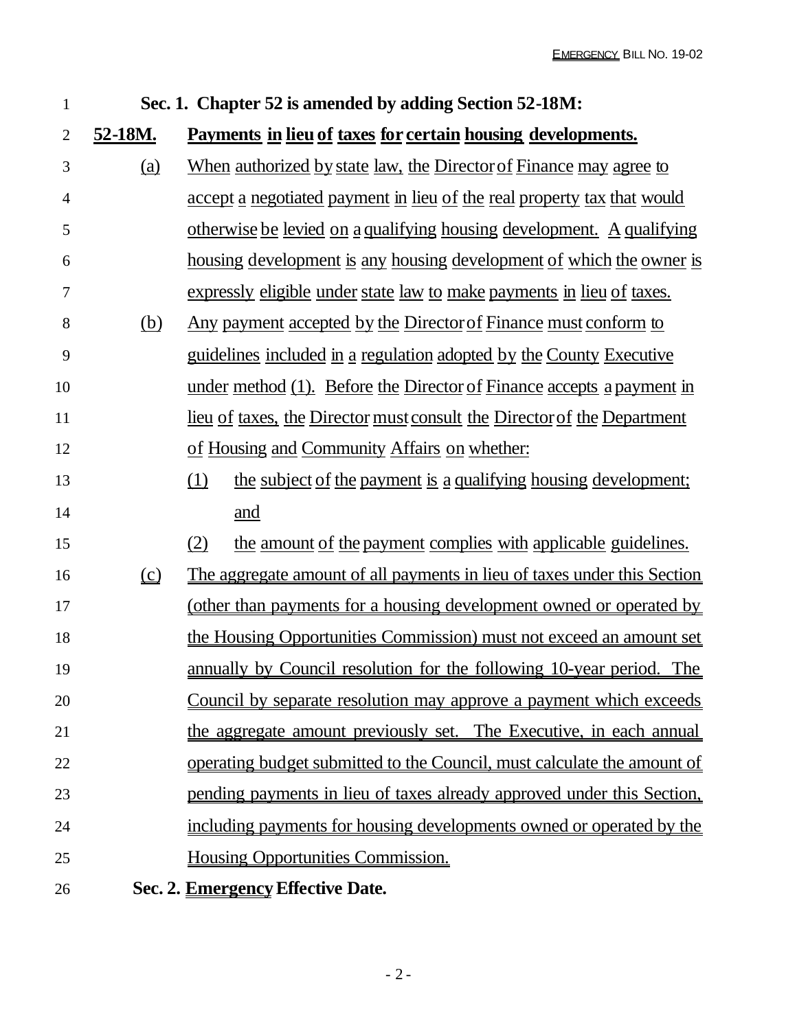**Sec. 1. Chapter 52 is amended by adding Section 52-18M:**

**52-18M. Payments in lieu of taxes for certain housing developments.**

(a) When authorized by state law, the Director of Finance may agree to accept a negotiated payment in lieu of the real property tax that would otherwise be levied on a qualifying housing development. A qualifying housing development is any housing development of which the owner is expressly eligible under state law to make payments in lieu of taxes.

(b) Any payment accepted by the Director of Finance must conform to guidelines included in a regulation adopted by the County Executive under method (1). Before the Director of Finance accepts a payment in lieu of taxes, the Director must consult the Director of the Department of Housing and Community Affairs on whether:

(1) the subject of the payment is a qualifying housing development; and

(2) the amount of the payment complies with applicable guidelines.

(c) The aggregate amount of all payments in lieu of taxes under this Section (other than payments for a housing development owned or operated by the Housing Opportunities Commission) must not exceed an amount set annually by Council resolution for the following 10-year period. The Council by separate resolution may approve a payment which exceeds the aggregate amount previously set. The Executive, in each annual operating budget submitted to the Council, must calculate the amount of pending payments in lieu of taxes already approved under this Section, including payments for housing developments owned or operated by the Housing Opportunities Commission.

**Sec. 2. Emergency Effective Date.**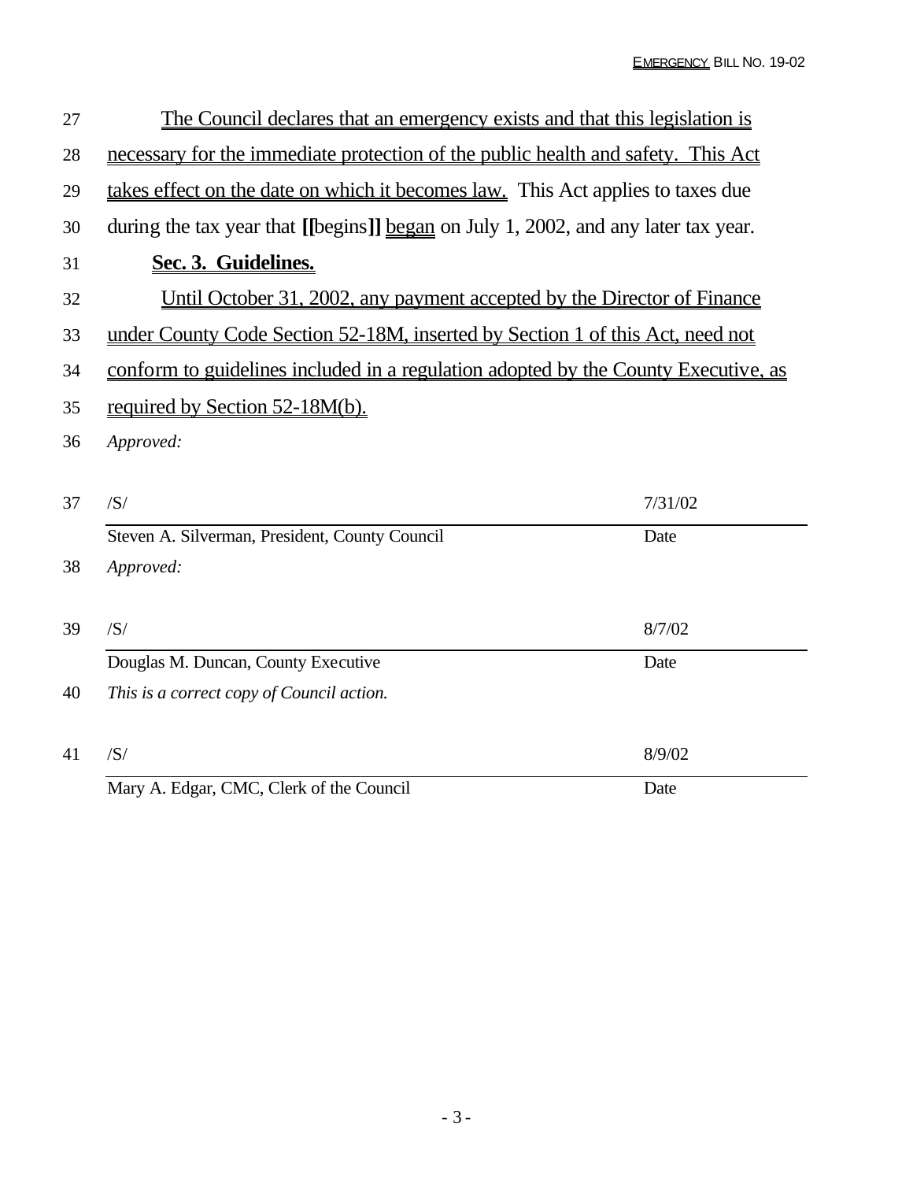27 The Council declares that an emergency exists and that this legislation is

28 necessary for the immediate protection of the public health and safety. This Act

29 takes effect on the date on which it becomes law. This Act applies to taxes due

30 during the tax year that **[[**begins**]]** began on July 1, 2002, and any later tax year.

31 **Sec. 3. Guidelines.**

32 Until October 31, 2002, any payment accepted by the Director of Finance

33 under County Code Section 52-18M, inserted by Section 1 of this Act, need not

34 conform to guidelines included in a regulation adopted by the County Executive, as

35 required by Section 52-18M(b).

36 *Approved:*

| | |
|---|---|
| 37 /S/ | 7/31/02 |
| Steven A. Silverman, President, County Council | Date |

38 *Approved:*

| | |
|---|---|
| 39 /S/ | 8/7/02 |
| Douglas M. Duncan, County Executive | Date |

40 *This is a correct copy of Council action.*

| | |
|---|---|
| 41 /S/ | 8/9/02 |
| Mary A. Edgar, CMC, Clerk of the Council | Date |